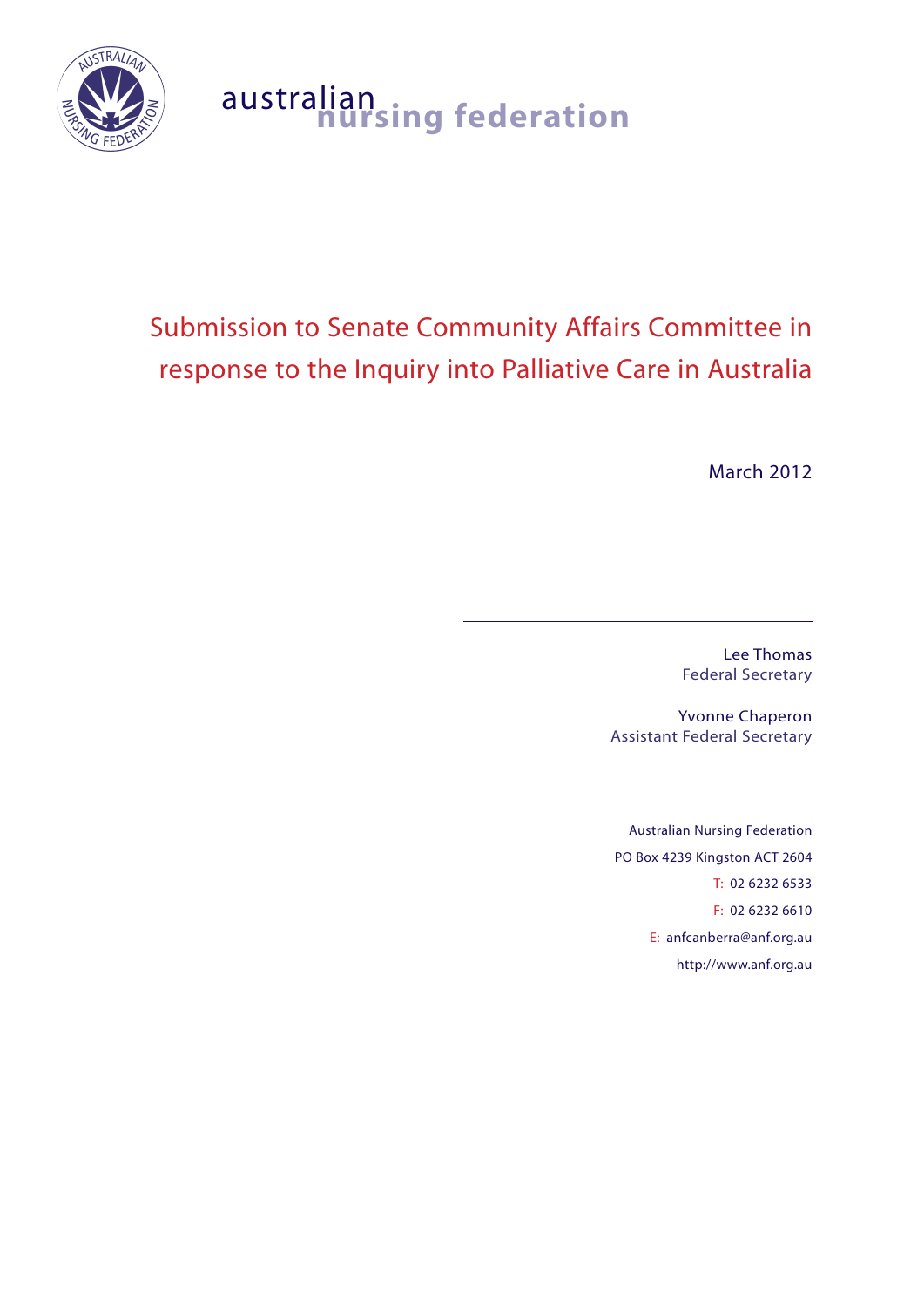australian nursing federation

# Submission to Senate Community Affairs Committee in response to the Inquiry into Palliative Care in Australia

March 2012

Lee Thomas
Federal Secretary

Yvonne Chaperon
Assistant Federal Secretary

Australian Nursing Federation
PO Box 4239 Kingston ACT 2604
T: 02 6232 6533
F: 02 6232 6610
E: anfcanberra@anf.org.au
http://www.anf.org.au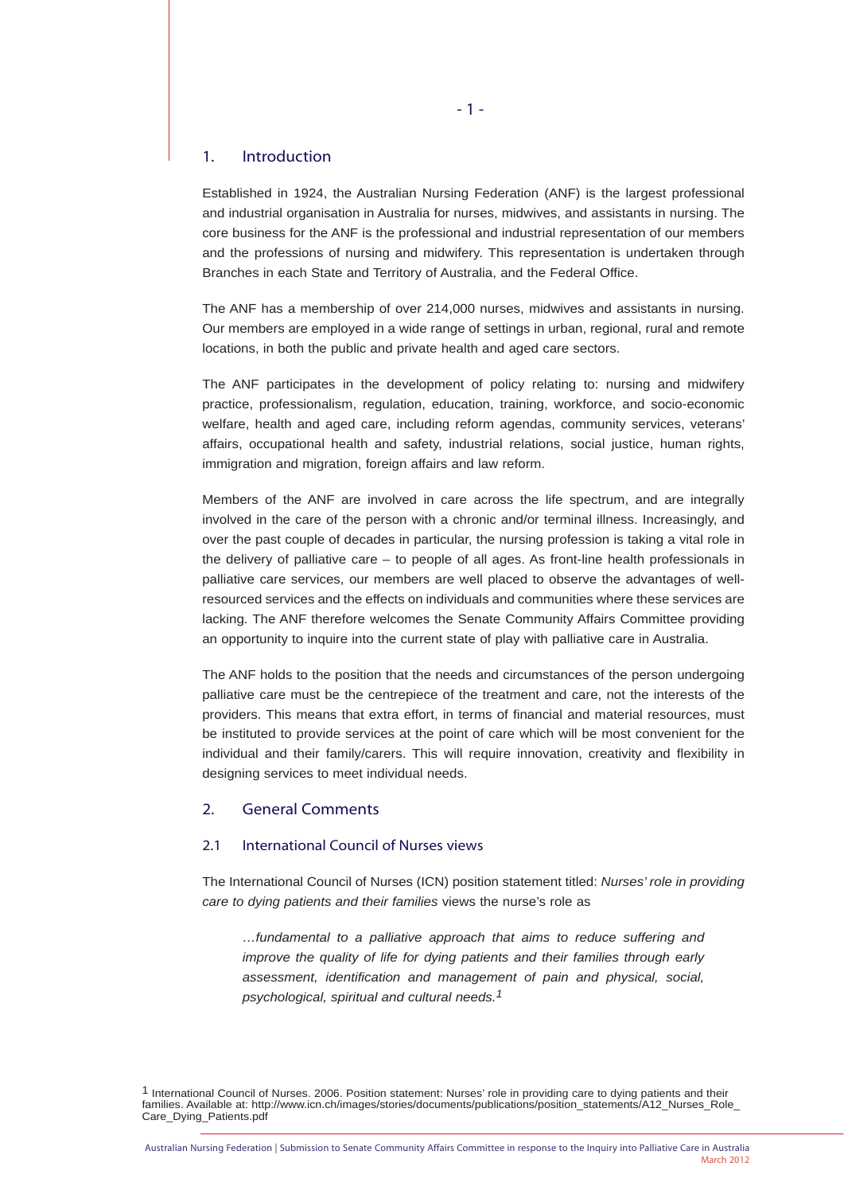## 1. Introduction

Established in 1924, the Australian Nursing Federation (ANF) is the largest professional and industrial organisation in Australia for nurses, midwives, and assistants in nursing. The core business for the ANF is the professional and industrial representation of our members and the professions of nursing and midwifery. This representation is undertaken through Branches in each State and Territory of Australia, and the Federal Office.

The ANF has a membership of over 214,000 nurses, midwives and assistants in nursing. Our members are employed in a wide range of settings in urban, regional, rural and remote locations, in both the public and private health and aged care sectors.

The ANF participates in the development of policy relating to: nursing and midwifery practice, professionalism, regulation, education, training, workforce, and socio-economic welfare, health and aged care, including reform agendas, community services, veterans' affairs, occupational health and safety, industrial relations, social justice, human rights, immigration and migration, foreign affairs and law reform.

Members of the ANF are involved in care across the life spectrum, and are integrally involved in the care of the person with a chronic and/or terminal illness. Increasingly, and over the past couple of decades in particular, the nursing profession is taking a vital role in the delivery of palliative care – to people of all ages. As front-line health professionals in palliative care services, our members are well placed to observe the advantages of well-resourced services and the effects on individuals and communities where these services are lacking. The ANF therefore welcomes the Senate Community Affairs Committee providing an opportunity to inquire into the current state of play with palliative care in Australia.

The ANF holds to the position that the needs and circumstances of the person undergoing palliative care must be the centrepiece of the treatment and care, not the interests of the providers. This means that extra effort, in terms of financial and material resources, must be instituted to provide services at the point of care which will be most convenient for the individual and their family/carers. This will require innovation, creativity and flexibility in designing services to meet individual needs.

## 2. General Comments

### 2.1 International Council of Nurses views

The International Council of Nurses (ICN) position statement titled: *Nurses' role in providing care to dying patients and their families* views the nurse's role as

> *…fundamental to a palliative approach that aims to reduce suffering and improve the quality of life for dying patients and their families through early assessment, identification and management of pain and physical, social, psychological, spiritual and cultural needs.*[1]

[1] International Council of Nurses. 2006. Position statement: Nurses' role in providing care to dying patients and their families. Available at: http://www.icn.ch/images/stories/documents/publications/position_statements/A12_Nurses_Role_Care_Dying_Patients.pdf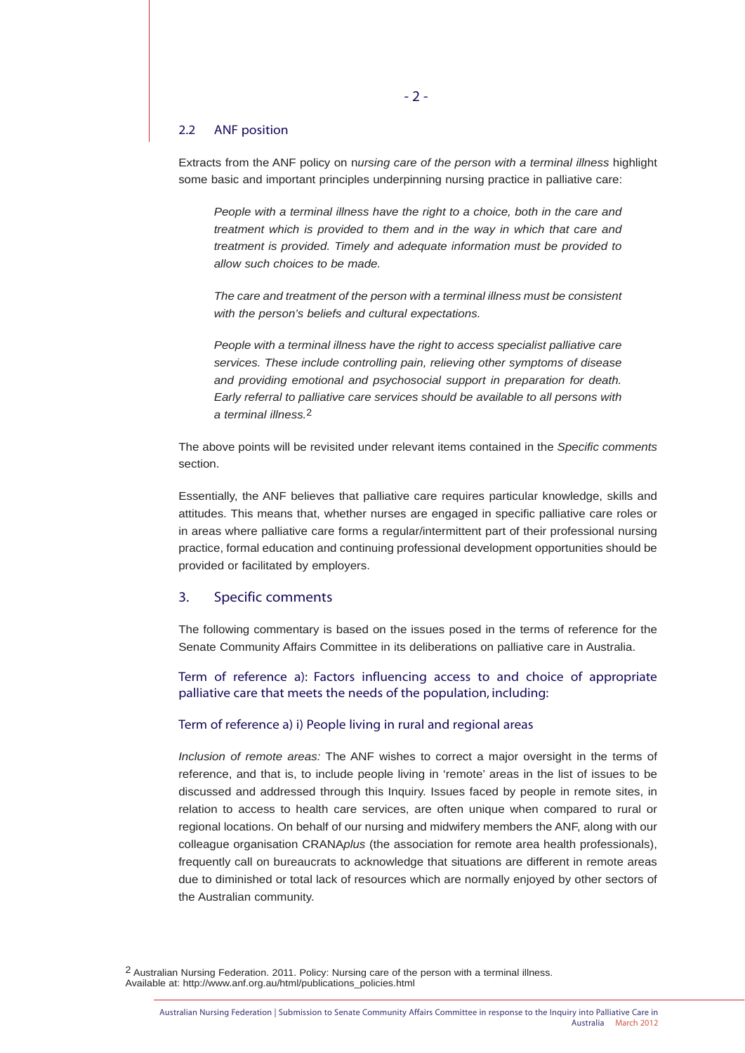## 2.2 ANF position

Extracts from the ANF policy on n*ursing care of the person with a terminal illness* highlight some basic and important principles underpinning nursing practice in palliative care:

> *People with a terminal illness have the right to a choice, both in the care and treatment which is provided to them and in the way in which that care and treatment is provided. Timely and adequate information must be provided to allow such choices to be made.*
>
> *The care and treatment of the person with a terminal illness must be consistent with the person's beliefs and cultural expectations.*
>
> *People with a terminal illness have the right to access specialist palliative care services. These include controlling pain, relieving other symptoms of disease and providing emotional and psychosocial support in preparation for death. Early referral to palliative care services should be available to all persons with a terminal illness.*[2]

The above points will be revisited under relevant items contained in the *Specific comments* section.

Essentially, the ANF believes that palliative care requires particular knowledge, skills and attitudes. This means that, whether nurses are engaged in specific palliative care roles or in areas where palliative care forms a regular/intermittent part of their professional nursing practice, formal education and continuing professional development opportunities should be provided or facilitated by employers.

# 3. Specific comments

The following commentary is based on the issues posed in the terms of reference for the Senate Community Affairs Committee in its deliberations on palliative care in Australia.

### Term of reference a): Factors influencing access to and choice of appropriate palliative care that meets the needs of the population, including:

### Term of reference a) i) People living in rural and regional areas

*Inclusion of remote areas:* The ANF wishes to correct a major oversight in the terms of reference, and that is, to include people living in 'remote' areas in the list of issues to be discussed and addressed through this Inquiry. Issues faced by people in remote sites, in relation to access to health care services, are often unique when compared to rural or regional locations. On behalf of our nursing and midwifery members the ANF, along with our colleague organisation CRANA*plus* (the association for remote area health professionals), frequently call on bureaucrats to acknowledge that situations are different in remote areas due to diminished or total lack of resources which are normally enjoyed by other sectors of the Australian community.

[2] Australian Nursing Federation. 2011. Policy: Nursing care of the person with a terminal illness. Available at: http://www.anf.org.au/html/publications_policies.html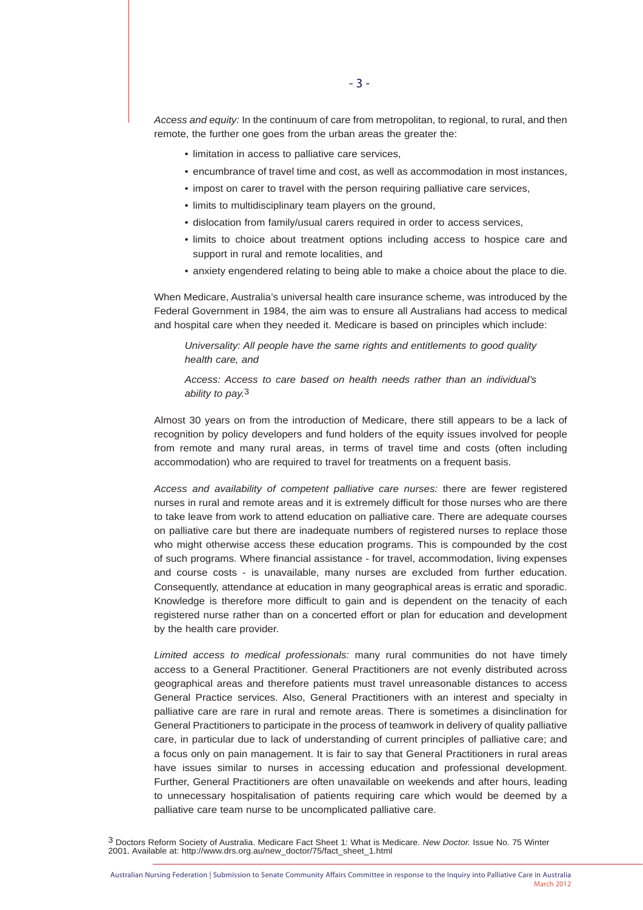*Access and equity:* In the continuum of care from metropolitan, to regional, to rural, and then remote, the further one goes from the urban areas the greater the:

- limitation in access to palliative care services,
- encumbrance of travel time and cost, as well as accommodation in most instances,
- impost on carer to travel with the person requiring palliative care services,
- limits to multidisciplinary team players on the ground,
- dislocation from family/usual carers required in order to access services,
- limits to choice about treatment options including access to hospice care and support in rural and remote localities, and
- anxiety engendered relating to being able to make a choice about the place to die.

When Medicare, Australia's universal health care insurance scheme, was introduced by the Federal Government in 1984, the aim was to ensure all Australians had access to medical and hospital care when they needed it. Medicare is based on principles which include:

> *Universality: All people have the same rights and entitlements to good quality health care, and*
>
> *Access: Access to care based on health needs rather than an individual's ability to pay.*[3]

Almost 30 years on from the introduction of Medicare, there still appears to be a lack of recognition by policy developers and fund holders of the equity issues involved for people from remote and many rural areas, in terms of travel time and costs (often including accommodation) who are required to travel for treatments on a frequent basis.

*Access and availability of competent palliative care nurses:* there are fewer registered nurses in rural and remote areas and it is extremely difficult for those nurses who are there to take leave from work to attend education on palliative care. There are adequate courses on palliative care but there are inadequate numbers of registered nurses to replace those who might otherwise access these education programs. This is compounded by the cost of such programs. Where financial assistance - for travel, accommodation, living expenses and course costs - is unavailable, many nurses are excluded from further education. Consequently, attendance at education in many geographical areas is erratic and sporadic. Knowledge is therefore more difficult to gain and is dependent on the tenacity of each registered nurse rather than on a concerted effort or plan for education and development by the health care provider.

*Limited access to medical professionals:* many rural communities do not have timely access to a General Practitioner. General Practitioners are not evenly distributed across geographical areas and therefore patients must travel unreasonable distances to access General Practice services. Also, General Practitioners with an interest and specialty in palliative care are rare in rural and remote areas. There is sometimes a disinclination for General Practitioners to participate in the process of teamwork in delivery of quality palliative care, in particular due to lack of understanding of current principles of palliative care; and a focus only on pain management. It is fair to say that General Practitioners in rural areas have issues similar to nurses in accessing education and professional development. Further, General Practitioners are often unavailable on weekends and after hours, leading to unnecessary hospitalisation of patients requiring care which would be deemed by a palliative care team nurse to be uncomplicated palliative care.

[3] Doctors Reform Society of Australia. Medicare Fact Sheet 1: What is Medicare. *New Doctor.* Issue No. 75 Winter 2001. Available at: http://www.drs.org.au/new_doctor/75/fact_sheet_1.html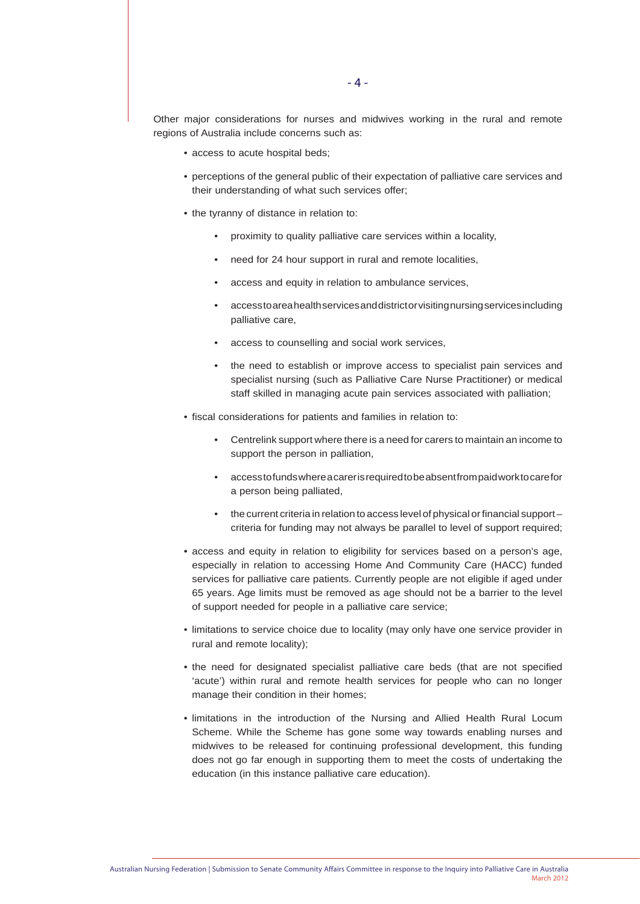Other major considerations for nurses and midwives working in the rural and remote regions of Australia include concerns such as:

- access to acute hospital beds;
- perceptions of the general public of their expectation of palliative care services and their understanding of what such services offer;
- the tyranny of distance in relation to:
    - proximity to quality palliative care services within a locality,
    - need for 24 hour support in rural and remote localities,
    - access and equity in relation to ambulance services,
    - access to area health services and district or visiting nursing services including palliative care,
    - access to counselling and social work services,
    - the need to establish or improve access to specialist pain services and specialist nursing (such as Palliative Care Nurse Practitioner) or medical staff skilled in managing acute pain services associated with palliation;
- fiscal considerations for patients and families in relation to:
    - Centrelink support where there is a need for carers to maintain an income to support the person in palliation,
    - access to funds where a carer is required to be absent from paid work to care for a person being palliated,
    - the current criteria in relation to access level of physical or financial support – criteria for funding may not always be parallel to level of support required;
- access and equity in relation to eligibility for services based on a person's age, especially in relation to accessing Home And Community Care (HACC) funded services for palliative care patients. Currently people are not eligible if aged under 65 years. Age limits must be removed as age should not be a barrier to the level of support needed for people in a palliative care service;
- limitations to service choice due to locality (may only have one service provider in rural and remote locality);
- the need for designated specialist palliative care beds (that are not specified 'acute') within rural and remote health services for people who can no longer manage their condition in their homes;
- limitations in the introduction of the Nursing and Allied Health Rural Locum Scheme. While the Scheme has gone some way towards enabling nurses and midwives to be released for continuing professional development, this funding does not go far enough in supporting them to meet the costs of undertaking the education (in this instance palliative care education).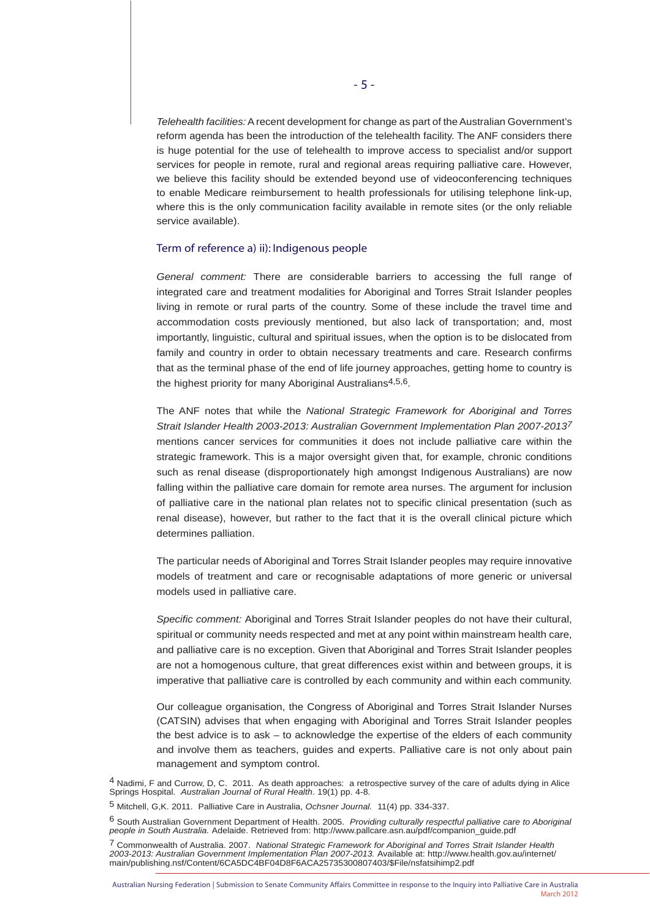*Telehealth facilities:* A recent development for change as part of the Australian Government's reform agenda has been the introduction of the telehealth facility. The ANF considers there is huge potential for the use of telehealth to improve access to specialist and/or support services for people in remote, rural and regional areas requiring palliative care. However, we believe this facility should be extended beyond use of videoconferencing techniques to enable Medicare reimbursement to health professionals for utilising telephone link-up, where this is the only communication facility available in remote sites (or the only reliable service available).

## Term of reference a) ii): Indigenous people

*General comment:* There are considerable barriers to accessing the full range of integrated care and treatment modalities for Aboriginal and Torres Strait Islander peoples living in remote or rural parts of the country. Some of these include the travel time and accommodation costs previously mentioned, but also lack of transportation; and, most importantly, linguistic, cultural and spiritual issues, when the option is to be dislocated from family and country in order to obtain necessary treatments and care. Research confirms that as the terminal phase of the end of life journey approaches, getting home to country is the highest priority for many Aboriginal Australians[4,5,6].

The ANF notes that while the *National Strategic Framework for Aboriginal and Torres Strait Islander Health 2003-2013: Australian Government Implementation Plan 2007-2013*[7] mentions cancer services for communities it does not include palliative care within the strategic framework. This is a major oversight given that, for example, chronic conditions such as renal disease (disproportionately high amongst Indigenous Australians) are now falling within the palliative care domain for remote area nurses. The argument for inclusion of palliative care in the national plan relates not to specific clinical presentation (such as renal disease), however, but rather to the fact that it is the overall clinical picture which determines palliation.

The particular needs of Aboriginal and Torres Strait Islander peoples may require innovative models of treatment and care or recognisable adaptations of more generic or universal models used in palliative care.

*Specific comment:* Aboriginal and Torres Strait Islander peoples do not have their cultural, spiritual or community needs respected and met at any point within mainstream health care, and palliative care is no exception. Given that Aboriginal and Torres Strait Islander peoples are not a homogenous culture, that great differences exist within and between groups, it is imperative that palliative care is controlled by each community and within each community.

Our colleague organisation, the Congress of Aboriginal and Torres Strait Islander Nurses (CATSIN) advises that when engaging with Aboriginal and Torres Strait Islander peoples the best advice is to ask – to acknowledge the expertise of the elders of each community and involve them as teachers, guides and experts. Palliative care is not only about pain management and symptom control.

---

[4] Nadimi, F and Currow, D, C. 2011. As death approaches: a retrospective survey of the care of adults dying in Alice Springs Hospital. *Australian Journal of Rural Health*. 19(1) pp. 4-8.

[5] Mitchell, G,K. 2011. Palliative Care in Australia, *Ochsner Journal.* 11(4) pp. 334-337.

[6] South Australian Government Department of Health. 2005. *Providing culturally respectful palliative care to Aboriginal people in South Australia.* Adelaide. Retrieved from: http://www.pallcare.asn.au/pdf/companion_guide.pdf

[7] Commonwealth of Australia. 2007. *National Strategic Framework for Aboriginal and Torres Strait Islander Health 2003-2013: Australian Government Implementation Plan 2007-2013.* Available at: http://www.health.gov.au/internet/main/publishing.nsf/Content/6CA5DC4BF04D8F6ACA25735300807403/$File/nsfatsihimp2.pdf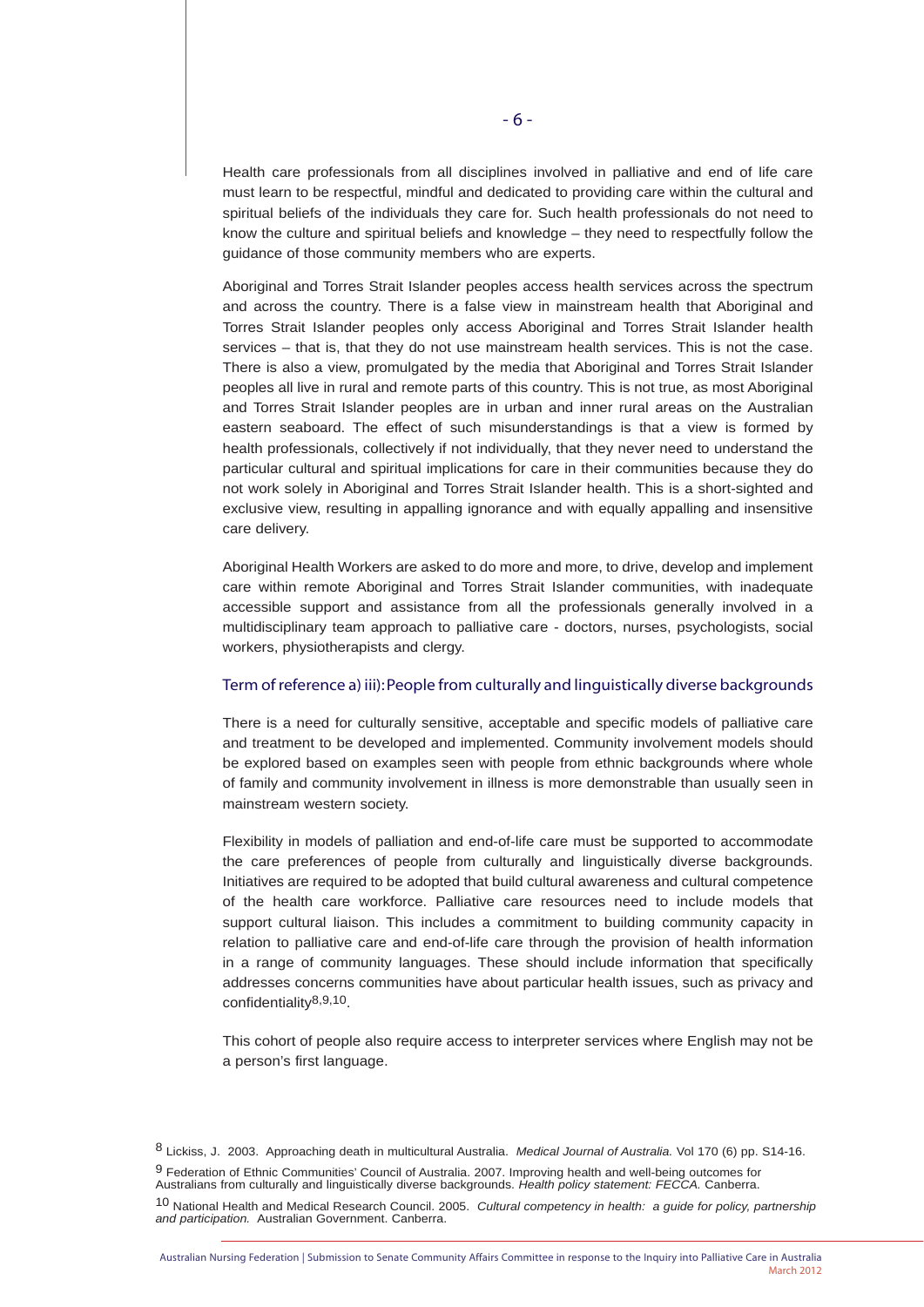Health care professionals from all disciplines involved in palliative and end of life care must learn to be respectful, mindful and dedicated to providing care within the cultural and spiritual beliefs of the individuals they care for. Such health professionals do not need to know the culture and spiritual beliefs and knowledge – they need to respectfully follow the guidance of those community members who are experts.

Aboriginal and Torres Strait Islander peoples access health services across the spectrum and across the country. There is a false view in mainstream health that Aboriginal and Torres Strait Islander peoples only access Aboriginal and Torres Strait Islander health services – that is, that they do not use mainstream health services. This is not the case. There is also a view, promulgated by the media that Aboriginal and Torres Strait Islander peoples all live in rural and remote parts of this country. This is not true, as most Aboriginal and Torres Strait Islander peoples are in urban and inner rural areas on the Australian eastern seaboard. The effect of such misunderstandings is that a view is formed by health professionals, collectively if not individually, that they never need to understand the particular cultural and spiritual implications for care in their communities because they do not work solely in Aboriginal and Torres Strait Islander health. This is a short-sighted and exclusive view, resulting in appalling ignorance and with equally appalling and insensitive care delivery.

Aboriginal Health Workers are asked to do more and more, to drive, develop and implement care within remote Aboriginal and Torres Strait Islander communities, with inadequate accessible support and assistance from all the professionals generally involved in a multidisciplinary team approach to palliative care - doctors, nurses, psychologists, social workers, physiotherapists and clergy.

### Term of reference a) iii): People from culturally and linguistically diverse backgrounds

There is a need for culturally sensitive, acceptable and specific models of palliative care and treatment to be developed and implemented. Community involvement models should be explored based on examples seen with people from ethnic backgrounds where whole of family and community involvement in illness is more demonstrable than usually seen in mainstream western society.

Flexibility in models of palliation and end-of-life care must be supported to accommodate the care preferences of people from culturally and linguistically diverse backgrounds. Initiatives are required to be adopted that build cultural awareness and cultural competence of the health care workforce. Palliative care resources need to include models that support cultural liaison. This includes a commitment to building community capacity in relation to palliative care and end-of-life care through the provision of health information in a range of community languages. These should include information that specifically addresses concerns communities have about particular health issues, such as privacy and confidentiality[8,9,10].

This cohort of people also require access to interpreter services where English may not be a person's first language.

---

[8] Lickiss, J. 2003. Approaching death in multicultural Australia. *Medical Journal of Australia.* Vol 170 (6) pp. S14-16.

[9] Federation of Ethnic Communities' Council of Australia. 2007. Improving health and well-being outcomes for Australians from culturally and linguistically diverse backgrounds. *Health policy statement: FECCA.* Canberra.

[10] National Health and Medical Research Council. 2005. *Cultural competency in health: a guide for policy, partnership and participation.* Australian Government. Canberra.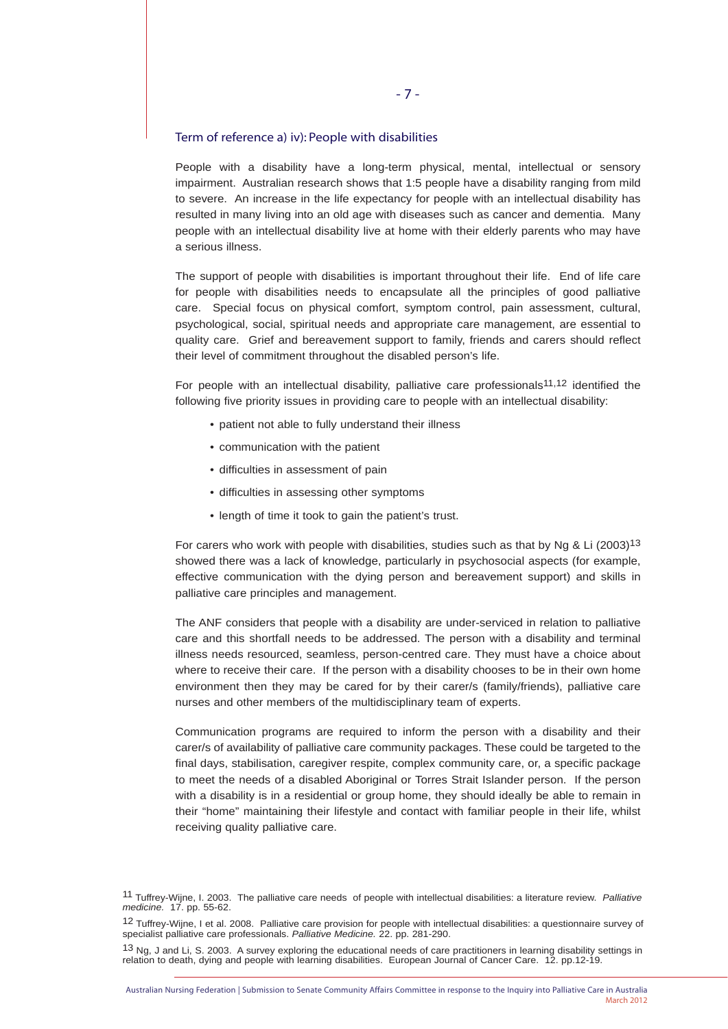## Term of reference a) iv): People with disabilities

People with a disability have a long-term physical, mental, intellectual or sensory impairment. Australian research shows that 1:5 people have a disability ranging from mild to severe. An increase in the life expectancy for people with an intellectual disability has resulted in many living into an old age with diseases such as cancer and dementia. Many people with an intellectual disability live at home with their elderly parents who may have a serious illness.

The support of people with disabilities is important throughout their life. End of life care for people with disabilities needs to encapsulate all the principles of good palliative care. Special focus on physical comfort, symptom control, pain assessment, cultural, psychological, social, spiritual needs and appropriate care management, are essential to quality care. Grief and bereavement support to family, friends and carers should reflect their level of commitment throughout the disabled person's life.

For people with an intellectual disability, palliative care professionals[11,12] identified the following five priority issues in providing care to people with an intellectual disability:

- patient not able to fully understand their illness
- communication with the patient
- difficulties in assessment of pain
- difficulties in assessing other symptoms
- length of time it took to gain the patient's trust.

For carers who work with people with disabilities, studies such as that by Ng & Li (2003)[13] showed there was a lack of knowledge, particularly in psychosocial aspects (for example, effective communication with the dying person and bereavement support) and skills in palliative care principles and management.

The ANF considers that people with a disability are under-serviced in relation to palliative care and this shortfall needs to be addressed. The person with a disability and terminal illness needs resourced, seamless, person-centred care. They must have a choice about where to receive their care. If the person with a disability chooses to be in their own home environment then they may be cared for by their carer/s (family/friends), palliative care nurses and other members of the multidisciplinary team of experts.

Communication programs are required to inform the person with a disability and their carer/s of availability of palliative care community packages. These could be targeted to the final days, stabilisation, caregiver respite, complex community care, or, a specific package to meet the needs of a disabled Aboriginal or Torres Strait Islander person. If the person with a disability is in a residential or group home, they should ideally be able to remain in their "home" maintaining their lifestyle and contact with familiar people in their life, whilst receiving quality palliative care.

---

[11] Tuffrey-Wijne, I. 2003. The palliative care needs of people with intellectual disabilities: a literature review. *Palliative medicine.* 17. pp. 55-62.

[12] Tuffrey-Wijne, I et al. 2008. Palliative care provision for people with intellectual disabilities: a questionnaire survey of specialist palliative care professionals. *Palliative Medicine.* 22. pp. 281-290.

[13] Ng, J and Li, S. 2003. A survey exploring the educational needs of care practitioners in learning disability settings in relation to death, dying and people with learning disabilities. European Journal of Cancer Care. 12. pp.12-19.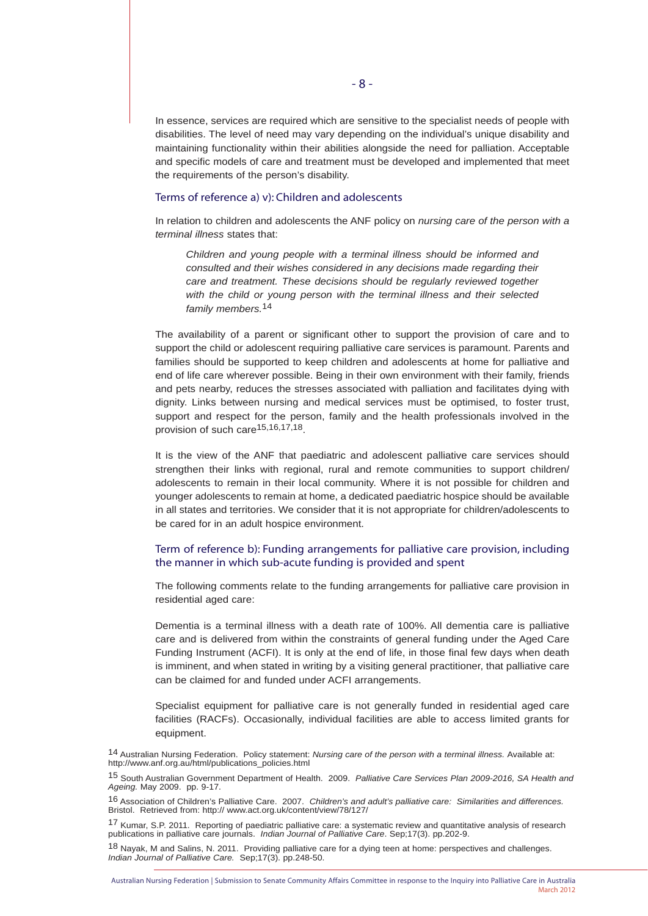In essence, services are required which are sensitive to the specialist needs of people with disabilities. The level of need may vary depending on the individual's unique disability and maintaining functionality within their abilities alongside the need for palliation. Acceptable and specific models of care and treatment must be developed and implemented that meet the requirements of the person's disability.

### Terms of reference a) v): Children and adolescents

In relation to children and adolescents the ANF policy on *nursing care of the person with a terminal illness* states that:

> *Children and young people with a terminal illness should be informed and consulted and their wishes considered in any decisions made regarding their care and treatment. These decisions should be regularly reviewed together with the child or young person with the terminal illness and their selected family members.*[14]

The availability of a parent or significant other to support the provision of care and to support the child or adolescent requiring palliative care services is paramount. Parents and families should be supported to keep children and adolescents at home for palliative and end of life care wherever possible. Being in their own environment with their family, friends and pets nearby, reduces the stresses associated with palliation and facilitates dying with dignity. Links between nursing and medical services must be optimised, to foster trust, support and respect for the person, family and the health professionals involved in the provision of such care[15,16,17,18].

It is the view of the ANF that paediatric and adolescent palliative care services should strengthen their links with regional, rural and remote communities to support children/adolescents to remain in their local community. Where it is not possible for children and younger adolescents to remain at home, a dedicated paediatric hospice should be available in all states and territories. We consider that it is not appropriate for children/adolescents to be cared for in an adult hospice environment.

### Term of reference b): Funding arrangements for palliative care provision, including the manner in which sub-acute funding is provided and spent

The following comments relate to the funding arrangements for palliative care provision in residential aged care:

Dementia is a terminal illness with a death rate of 100%. All dementia care is palliative care and is delivered from within the constraints of general funding under the Aged Care Funding Instrument (ACFI). It is only at the end of life, in those final few days when death is imminent, and when stated in writing by a visiting general practitioner, that palliative care can be claimed for and funded under ACFI arrangements.

Specialist equipment for palliative care is not generally funded in residential aged care facilities (RACFs). Occasionally, individual facilities are able to access limited grants for equipment.

---

[14] Australian Nursing Federation. Policy statement: *Nursing care of the person with a terminal illness.* Available at: http://www.anf.org.au/html/publications_policies.html

[15] South Australian Government Department of Health. 2009. *Palliative Care Services Plan 2009-2016, SA Health and Ageing.* May 2009. pp. 9-17.

[16] Association of Children's Palliative Care. 2007. *Children's and adult's palliative care: Similarities and differences.* Bristol. Retrieved from: http:// www.act.org.uk/content/view/78/127/

[17] Kumar, S.P. 2011. Reporting of paediatric palliative care: a systematic review and quantitative analysis of research publications in palliative care journals. *Indian Journal of Palliative Care*. Sep;17(3). pp.202-9.

[18] Nayak, M and Salins, N. 2011. Providing palliative care for a dying teen at home: perspectives and challenges. *Indian Journal of Palliative Care.* Sep;17(3). pp.248-50.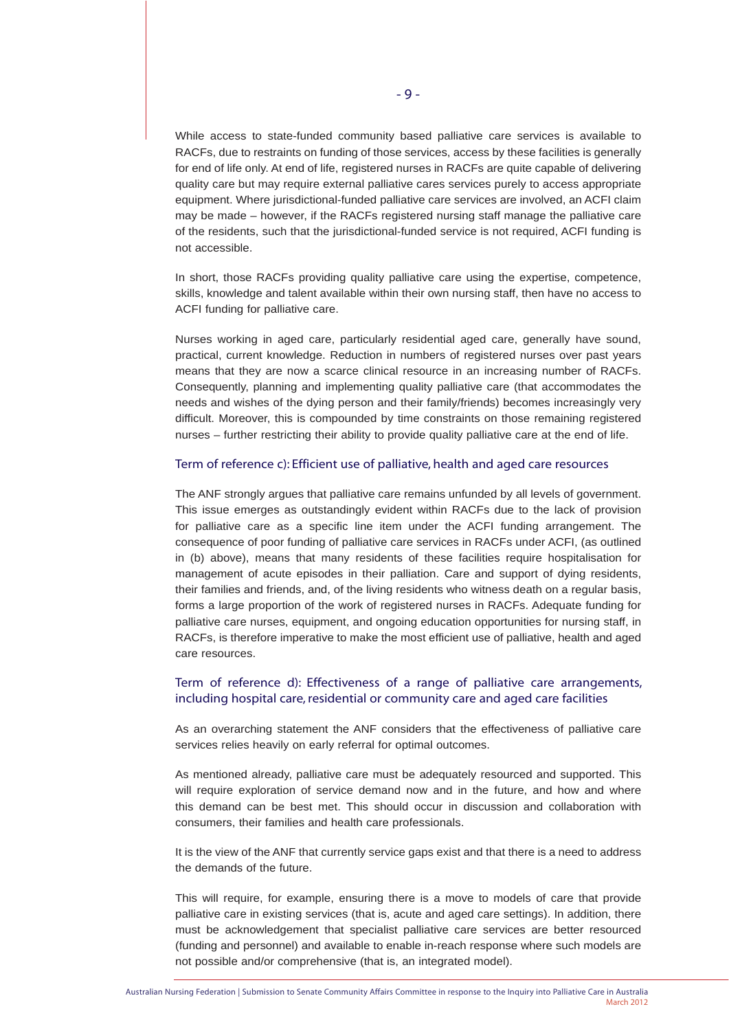While access to state-funded community based palliative care services is available to RACFs, due to restraints on funding of those services, access by these facilities is generally for end of life only. At end of life, registered nurses in RACFs are quite capable of delivering quality care but may require external palliative cares services purely to access appropriate equipment. Where jurisdictional-funded palliative care services are involved, an ACFI claim may be made – however, if the RACFs registered nursing staff manage the palliative care of the residents, such that the jurisdictional-funded service is not required, ACFI funding is not accessible.

In short, those RACFs providing quality palliative care using the expertise, competence, skills, knowledge and talent available within their own nursing staff, then have no access to ACFI funding for palliative care.

Nurses working in aged care, particularly residential aged care, generally have sound, practical, current knowledge. Reduction in numbers of registered nurses over past years means that they are now a scarce clinical resource in an increasing number of RACFs. Consequently, planning and implementing quality palliative care (that accommodates the needs and wishes of the dying person and their family/friends) becomes increasingly very difficult. Moreover, this is compounded by time constraints on those remaining registered nurses – further restricting their ability to provide quality palliative care at the end of life.

### Term of reference c): Efficient use of palliative, health and aged care resources

The ANF strongly argues that palliative care remains unfunded by all levels of government. This issue emerges as outstandingly evident within RACFs due to the lack of provision for palliative care as a specific line item under the ACFI funding arrangement. The consequence of poor funding of palliative care services in RACFs under ACFI, (as outlined in (b) above), means that many residents of these facilities require hospitalisation for management of acute episodes in their palliation. Care and support of dying residents, their families and friends, and, of the living residents who witness death on a regular basis, forms a large proportion of the work of registered nurses in RACFs. Adequate funding for palliative care nurses, equipment, and ongoing education opportunities for nursing staff, in RACFs, is therefore imperative to make the most efficient use of palliative, health and aged care resources.

### Term of reference d): Effectiveness of a range of palliative care arrangements, including hospital care, residential or community care and aged care facilities

As an overarching statement the ANF considers that the effectiveness of palliative care services relies heavily on early referral for optimal outcomes.

As mentioned already, palliative care must be adequately resourced and supported. This will require exploration of service demand now and in the future, and how and where this demand can be best met. This should occur in discussion and collaboration with consumers, their families and health care professionals.

It is the view of the ANF that currently service gaps exist and that there is a need to address the demands of the future.

This will require, for example, ensuring there is a move to models of care that provide palliative care in existing services (that is, acute and aged care settings). In addition, there must be acknowledgement that specialist palliative care services are better resourced (funding and personnel) and available to enable in-reach response where such models are not possible and/or comprehensive (that is, an integrated model).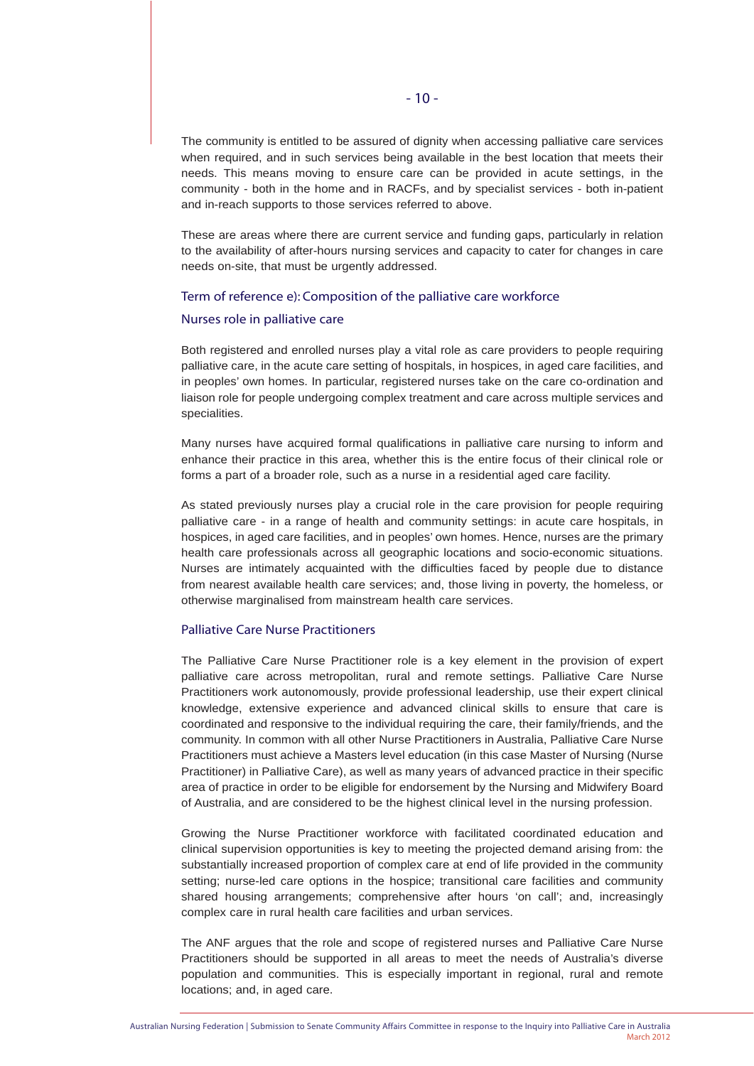The community is entitled to be assured of dignity when accessing palliative care services when required, and in such services being available in the best location that meets their needs. This means moving to ensure care can be provided in acute settings, in the community - both in the home and in RACFs, and by specialist services - both in-patient and in-reach supports to those services referred to above.

These are areas where there are current service and funding gaps, particularly in relation to the availability of after-hours nursing services and capacity to cater for changes in care needs on-site, that must be urgently addressed.

## Term of reference e): Composition of the palliative care workforce

### Nurses role in palliative care

Both registered and enrolled nurses play a vital role as care providers to people requiring palliative care, in the acute care setting of hospitals, in hospices, in aged care facilities, and in peoples' own homes. In particular, registered nurses take on the care co-ordination and liaison role for people undergoing complex treatment and care across multiple services and specialities.

Many nurses have acquired formal qualifications in palliative care nursing to inform and enhance their practice in this area, whether this is the entire focus of their clinical role or forms a part of a broader role, such as a nurse in a residential aged care facility.

As stated previously nurses play a crucial role in the care provision for people requiring palliative care - in a range of health and community settings: in acute care hospitals, in hospices, in aged care facilities, and in peoples' own homes. Hence, nurses are the primary health care professionals across all geographic locations and socio-economic situations. Nurses are intimately acquainted with the difficulties faced by people due to distance from nearest available health care services; and, those living in poverty, the homeless, or otherwise marginalised from mainstream health care services.

### Palliative Care Nurse Practitioners

The Palliative Care Nurse Practitioner role is a key element in the provision of expert palliative care across metropolitan, rural and remote settings. Palliative Care Nurse Practitioners work autonomously, provide professional leadership, use their expert clinical knowledge, extensive experience and advanced clinical skills to ensure that care is coordinated and responsive to the individual requiring the care, their family/friends, and the community. In common with all other Nurse Practitioners in Australia, Palliative Care Nurse Practitioners must achieve a Masters level education (in this case Master of Nursing (Nurse Practitioner) in Palliative Care), as well as many years of advanced practice in their specific area of practice in order to be eligible for endorsement by the Nursing and Midwifery Board of Australia, and are considered to be the highest clinical level in the nursing profession.

Growing the Nurse Practitioner workforce with facilitated coordinated education and clinical supervision opportunities is key to meeting the projected demand arising from: the substantially increased proportion of complex care at end of life provided in the community setting; nurse-led care options in the hospice; transitional care facilities and community shared housing arrangements; comprehensive after hours 'on call'; and, increasingly complex care in rural health care facilities and urban services.

The ANF argues that the role and scope of registered nurses and Palliative Care Nurse Practitioners should be supported in all areas to meet the needs of Australia's diverse population and communities. This is especially important in regional, rural and remote locations; and, in aged care.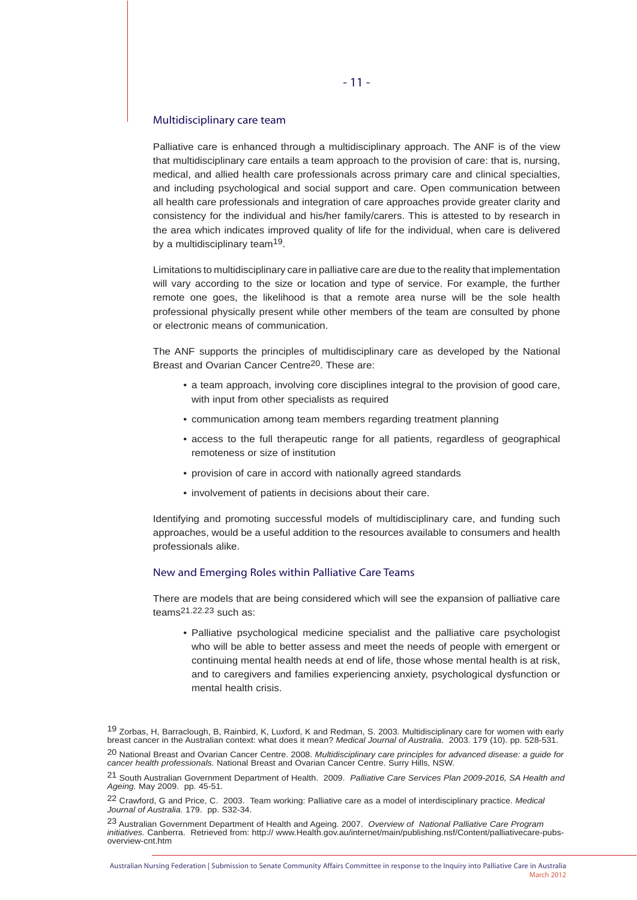## Multidisciplinary care team

Palliative care is enhanced through a multidisciplinary approach. The ANF is of the view that multidisciplinary care entails a team approach to the provision of care: that is, nursing, medical, and allied health care professionals across primary care and clinical specialties, and including psychological and social support and care. Open communication between all health care professionals and integration of care approaches provide greater clarity and consistency for the individual and his/her family/carers. This is attested to by research in the area which indicates improved quality of life for the individual, when care is delivered by a multidisciplinary team[19].

Limitations to multidisciplinary care in palliative care are due to the reality that implementation will vary according to the size or location and type of service. For example, the further remote one goes, the likelihood is that a remote area nurse will be the sole health professional physically present while other members of the team are consulted by phone or electronic means of communication.

The ANF supports the principles of multidisciplinary care as developed by the National Breast and Ovarian Cancer Centre[20]. These are:

- a team approach, involving core disciplines integral to the provision of good care, with input from other specialists as required
- communication among team members regarding treatment planning
- access to the full therapeutic range for all patients, regardless of geographical remoteness or size of institution
- provision of care in accord with nationally agreed standards
- involvement of patients in decisions about their care.

Identifying and promoting successful models of multidisciplinary care, and funding such approaches, would be a useful addition to the resources available to consumers and health professionals alike.

## New and Emerging Roles within Palliative Care Teams

There are models that are being considered which will see the expansion of palliative care teams[21,22,23] such as:

- Palliative psychological medicine specialist and the palliative care psychologist who will be able to better assess and meet the needs of people with emergent or continuing mental health needs at end of life, those whose mental health is at risk, and to caregivers and families experiencing anxiety, psychological dysfunction or mental health crisis.

---

[19] Zorbas, H, Barraclough, B, Rainbird, K, Luxford, K and Redman, S. 2003. Multidisciplinary care for women with early breast cancer in the Australian context: what does it mean? *Medical Journal of Australia*. 2003. 179 (10). pp. 528-531.

[20] National Breast and Ovarian Cancer Centre. 2008. *Multidisciplinary care principles for advanced disease: a guide for cancer health professionals.* National Breast and Ovarian Cancer Centre. Surry Hills, NSW.

[21] South Australian Government Department of Health. 2009. *Palliative Care Services Plan 2009-2016, SA Health and Ageing.* May 2009. pp. 45-51.

[22] Crawford, G and Price, C. 2003. Team working: Palliative care as a model of interdisciplinary practice. *Medical Journal of Australia.* 179. pp. S32-34.

[23] Australian Government Department of Health and Ageing. 2007. *Overview of National Palliative Care Program initiatives.* Canberra. Retrieved from: http:// www.Health.gov.au/internet/main/publishing.nsf/Content/palliativecare-pubs-overview-cnt.htm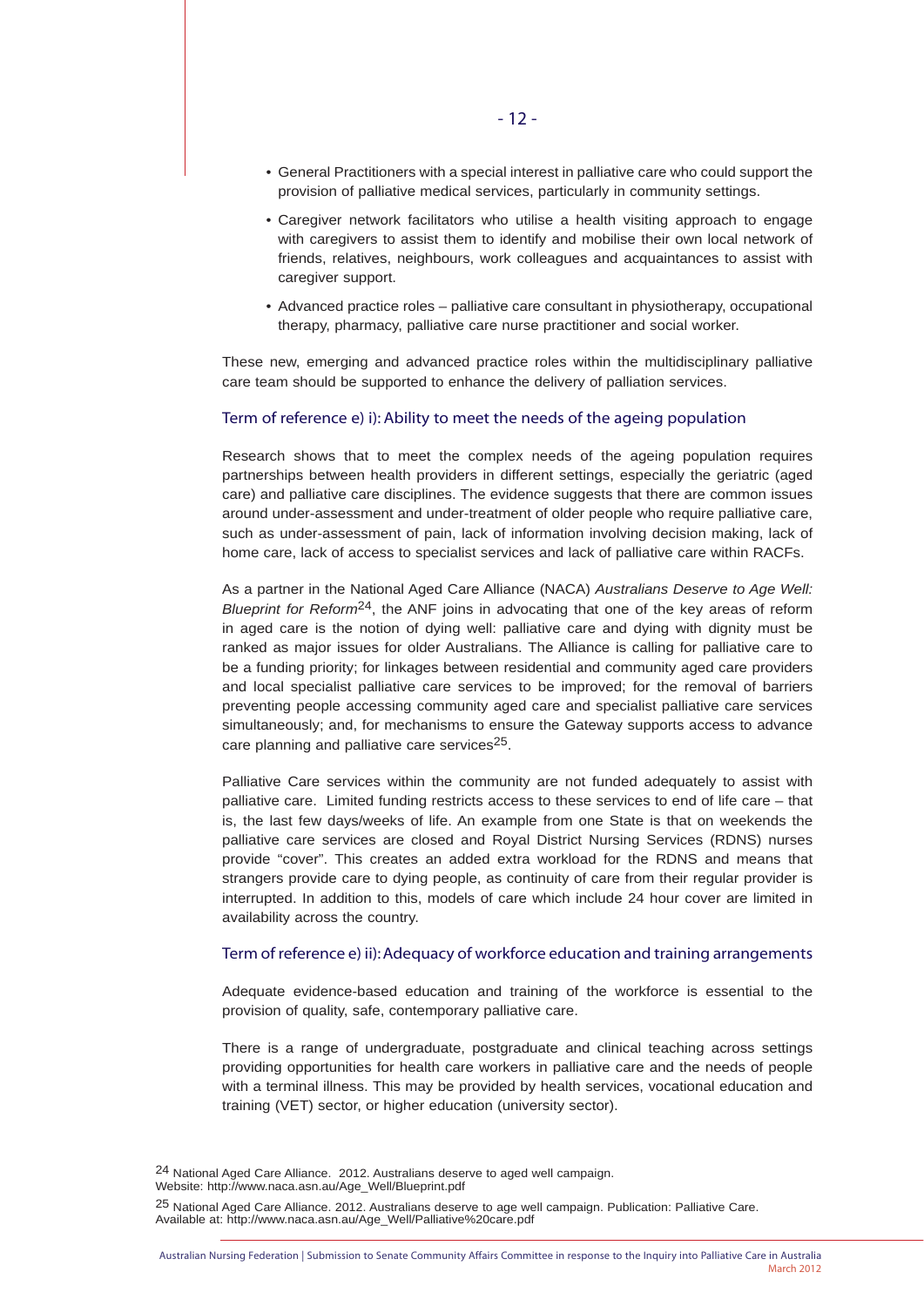- General Practitioners with a special interest in palliative care who could support the provision of palliative medical services, particularly in community settings.
- Caregiver network facilitators who utilise a health visiting approach to engage with caregivers to assist them to identify and mobilise their own local network of friends, relatives, neighbours, work colleagues and acquaintances to assist with caregiver support.
- Advanced practice roles – palliative care consultant in physiotherapy, occupational therapy, pharmacy, palliative care nurse practitioner and social worker.

These new, emerging and advanced practice roles within the multidisciplinary palliative care team should be supported to enhance the delivery of palliation services.

## Term of reference e) i): Ability to meet the needs of the ageing population

Research shows that to meet the complex needs of the ageing population requires partnerships between health providers in different settings, especially the geriatric (aged care) and palliative care disciplines. The evidence suggests that there are common issues around under-assessment and under-treatment of older people who require palliative care, such as under-assessment of pain, lack of information involving decision making, lack of home care, lack of access to specialist services and lack of palliative care within RACFs.

As a partner in the National Aged Care Alliance (NACA) *Australians Deserve to Age Well: Blueprint for Reform*[24], the ANF joins in advocating that one of the key areas of reform in aged care is the notion of dying well: palliative care and dying with dignity must be ranked as major issues for older Australians. The Alliance is calling for palliative care to be a funding priority; for linkages between residential and community aged care providers and local specialist palliative care services to be improved; for the removal of barriers preventing people accessing community aged care and specialist palliative care services simultaneously; and, for mechanisms to ensure the Gateway supports access to advance care planning and palliative care services[25].

Palliative Care services within the community are not funded adequately to assist with palliative care. Limited funding restricts access to these services to end of life care – that is, the last few days/weeks of life. An example from one State is that on weekends the palliative care services are closed and Royal District Nursing Services (RDNS) nurses provide "cover". This creates an added extra workload for the RDNS and means that strangers provide care to dying people, as continuity of care from their regular provider is interrupted. In addition to this, models of care which include 24 hour cover are limited in availability across the country.

## Term of reference e) ii): Adequacy of workforce education and training arrangements

Adequate evidence-based education and training of the workforce is essential to the provision of quality, safe, contemporary palliative care.

There is a range of undergraduate, postgraduate and clinical teaching across settings providing opportunities for health care workers in palliative care and the needs of people with a terminal illness. This may be provided by health services, vocational education and training (VET) sector, or higher education (university sector).

---

[24] National Aged Care Alliance. 2012. Australians deserve to aged well campaign. Website: http://www.naca.asn.au/Age_Well/Blueprint.pdf

[25] National Aged Care Alliance. 2012. Australians deserve to age well campaign. Publication: Palliative Care. Available at: http://www.naca.asn.au/Age_Well/Palliative%20care.pdf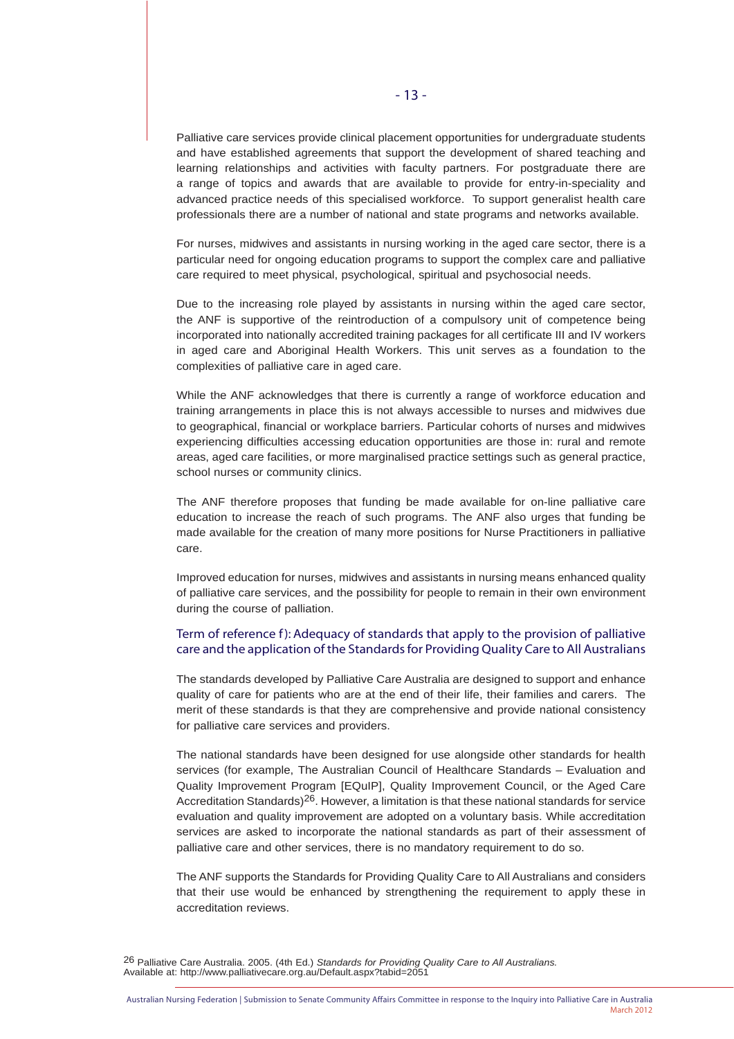Palliative care services provide clinical placement opportunities for undergraduate students and have established agreements that support the development of shared teaching and learning relationships and activities with faculty partners. For postgraduate there are a range of topics and awards that are available to provide for entry-in-speciality and advanced practice needs of this specialised workforce. To support generalist health care professionals there are a number of national and state programs and networks available.

For nurses, midwives and assistants in nursing working in the aged care sector, there is a particular need for ongoing education programs to support the complex care and palliative care required to meet physical, psychological, spiritual and psychosocial needs.

Due to the increasing role played by assistants in nursing within the aged care sector, the ANF is supportive of the reintroduction of a compulsory unit of competence being incorporated into nationally accredited training packages for all certificate III and IV workers in aged care and Aboriginal Health Workers. This unit serves as a foundation to the complexities of palliative care in aged care.

While the ANF acknowledges that there is currently a range of workforce education and training arrangements in place this is not always accessible to nurses and midwives due to geographical, financial or workplace barriers. Particular cohorts of nurses and midwives experiencing difficulties accessing education opportunities are those in: rural and remote areas, aged care facilities, or more marginalised practice settings such as general practice, school nurses or community clinics.

The ANF therefore proposes that funding be made available for on-line palliative care education to increase the reach of such programs. The ANF also urges that funding be made available for the creation of many more positions for Nurse Practitioners in palliative care.

Improved education for nurses, midwives and assistants in nursing means enhanced quality of palliative care services, and the possibility for people to remain in their own environment during the course of palliation.

## Term of reference f): Adequacy of standards that apply to the provision of palliative care and the application of the Standards for Providing Quality Care to All Australians

The standards developed by Palliative Care Australia are designed to support and enhance quality of care for patients who are at the end of their life, their families and carers. The merit of these standards is that they are comprehensive and provide national consistency for palliative care services and providers.

The national standards have been designed for use alongside other standards for health services (for example, The Australian Council of Healthcare Standards – Evaluation and Quality Improvement Program [EQuIP], Quality Improvement Council, or the Aged Care Accreditation Standards)[26]. However, a limitation is that these national standards for service evaluation and quality improvement are adopted on a voluntary basis. While accreditation services are asked to incorporate the national standards as part of their assessment of palliative care and other services, there is no mandatory requirement to do so.

The ANF supports the Standards for Providing Quality Care to All Australians and considers that their use would be enhanced by strengthening the requirement to apply these in accreditation reviews.

[26] Palliative Care Australia. 2005. (4th Ed.) *Standards for Providing Quality Care to All Australians.* Available at: http://www.palliativecare.org.au/Default.aspx?tabid=2051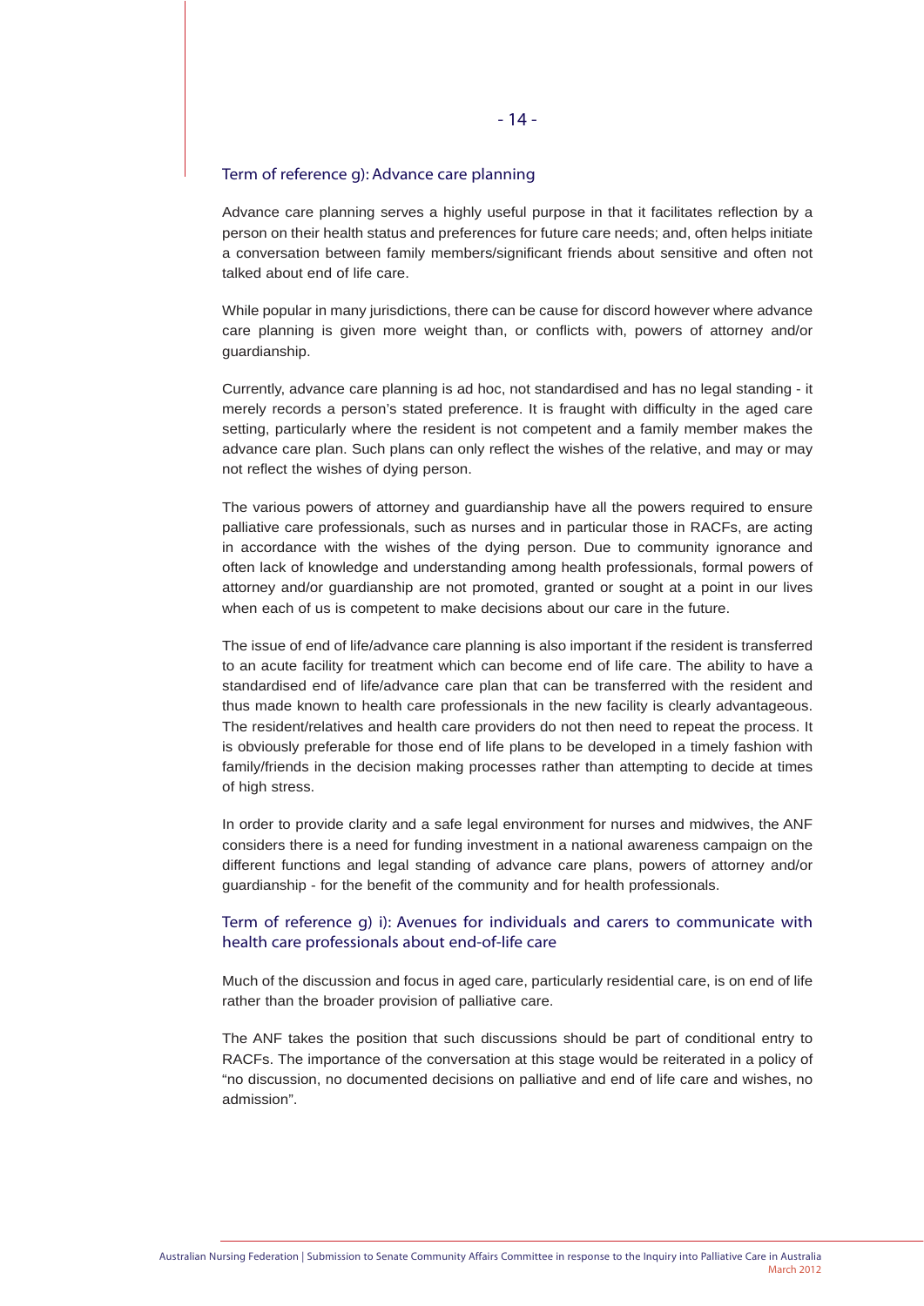## Term of reference g): Advance care planning

Advance care planning serves a highly useful purpose in that it facilitates reflection by a person on their health status and preferences for future care needs; and, often helps initiate a conversation between family members/significant friends about sensitive and often not talked about end of life care.

While popular in many jurisdictions, there can be cause for discord however where advance care planning is given more weight than, or conflicts with, powers of attorney and/or guardianship.

Currently, advance care planning is ad hoc, not standardised and has no legal standing - it merely records a person's stated preference. It is fraught with difficulty in the aged care setting, particularly where the resident is not competent and a family member makes the advance care plan. Such plans can only reflect the wishes of the relative, and may or may not reflect the wishes of dying person.

The various powers of attorney and guardianship have all the powers required to ensure palliative care professionals, such as nurses and in particular those in RACFs, are acting in accordance with the wishes of the dying person. Due to community ignorance and often lack of knowledge and understanding among health professionals, formal powers of attorney and/or guardianship are not promoted, granted or sought at a point in our lives when each of us is competent to make decisions about our care in the future.

The issue of end of life/advance care planning is also important if the resident is transferred to an acute facility for treatment which can become end of life care. The ability to have a standardised end of life/advance care plan that can be transferred with the resident and thus made known to health care professionals in the new facility is clearly advantageous. The resident/relatives and health care providers do not then need to repeat the process. It is obviously preferable for those end of life plans to be developed in a timely fashion with family/friends in the decision making processes rather than attempting to decide at times of high stress.

In order to provide clarity and a safe legal environment for nurses and midwives, the ANF considers there is a need for funding investment in a national awareness campaign on the different functions and legal standing of advance care plans, powers of attorney and/or guardianship - for the benefit of the community and for health professionals.

## Term of reference g) i): Avenues for individuals and carers to communicate with health care professionals about end-of-life care

Much of the discussion and focus in aged care, particularly residential care, is on end of life rather than the broader provision of palliative care.

The ANF takes the position that such discussions should be part of conditional entry to RACFs. The importance of the conversation at this stage would be reiterated in a policy of "no discussion, no documented decisions on palliative and end of life care and wishes, no admission".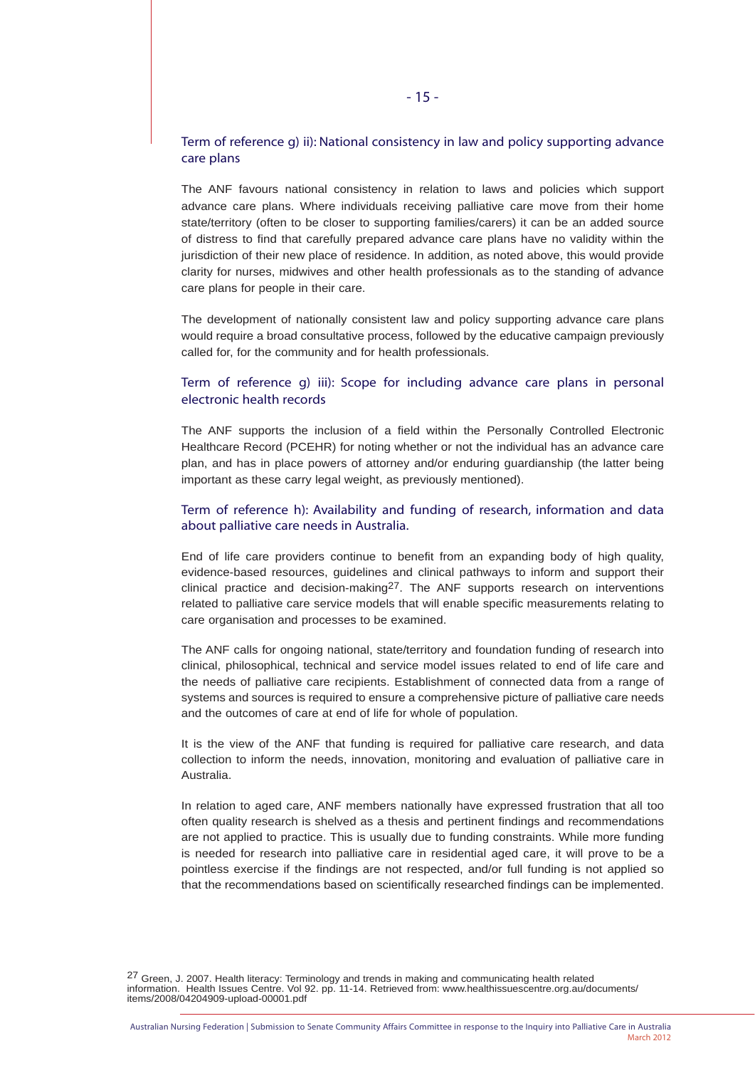### Term of reference g) ii): National consistency in law and policy supporting advance care plans

The ANF favours national consistency in relation to laws and policies which support advance care plans. Where individuals receiving palliative care move from their home state/territory (often to be closer to supporting families/carers) it can be an added source of distress to find that carefully prepared advance care plans have no validity within the jurisdiction of their new place of residence. In addition, as noted above, this would provide clarity for nurses, midwives and other health professionals as to the standing of advance care plans for people in their care.

The development of nationally consistent law and policy supporting advance care plans would require a broad consultative process, followed by the educative campaign previously called for, for the community and for health professionals.

### Term of reference g) iii): Scope for including advance care plans in personal electronic health records

The ANF supports the inclusion of a field within the Personally Controlled Electronic Healthcare Record (PCEHR) for noting whether or not the individual has an advance care plan, and has in place powers of attorney and/or enduring guardianship (the latter being important as these carry legal weight, as previously mentioned).

### Term of reference h): Availability and funding of research, information and data about palliative care needs in Australia.

End of life care providers continue to benefit from an expanding body of high quality, evidence-based resources, guidelines and clinical pathways to inform and support their clinical practice and decision-making[27]. The ANF supports research on interventions related to palliative care service models that will enable specific measurements relating to care organisation and processes to be examined.

The ANF calls for ongoing national, state/territory and foundation funding of research into clinical, philosophical, technical and service model issues related to end of life care and the needs of palliative care recipients. Establishment of connected data from a range of systems and sources is required to ensure a comprehensive picture of palliative care needs and the outcomes of care at end of life for whole of population.

It is the view of the ANF that funding is required for palliative care research, and data collection to inform the needs, innovation, monitoring and evaluation of palliative care in Australia.

In relation to aged care, ANF members nationally have expressed frustration that all too often quality research is shelved as a thesis and pertinent findings and recommendations are not applied to practice. This is usually due to funding constraints. While more funding is needed for research into palliative care in residential aged care, it will prove to be a pointless exercise if the findings are not respected, and/or full funding is not applied so that the recommendations based on scientifically researched findings can be implemented.

[27] Green, J. 2007. Health literacy: Terminology and trends in making and communicating health related information. Health Issues Centre. Vol 92. pp. 11-14. Retrieved from: www.healthissuescentre.org.au/documents/items/2008/04204909-upload-00001.pdf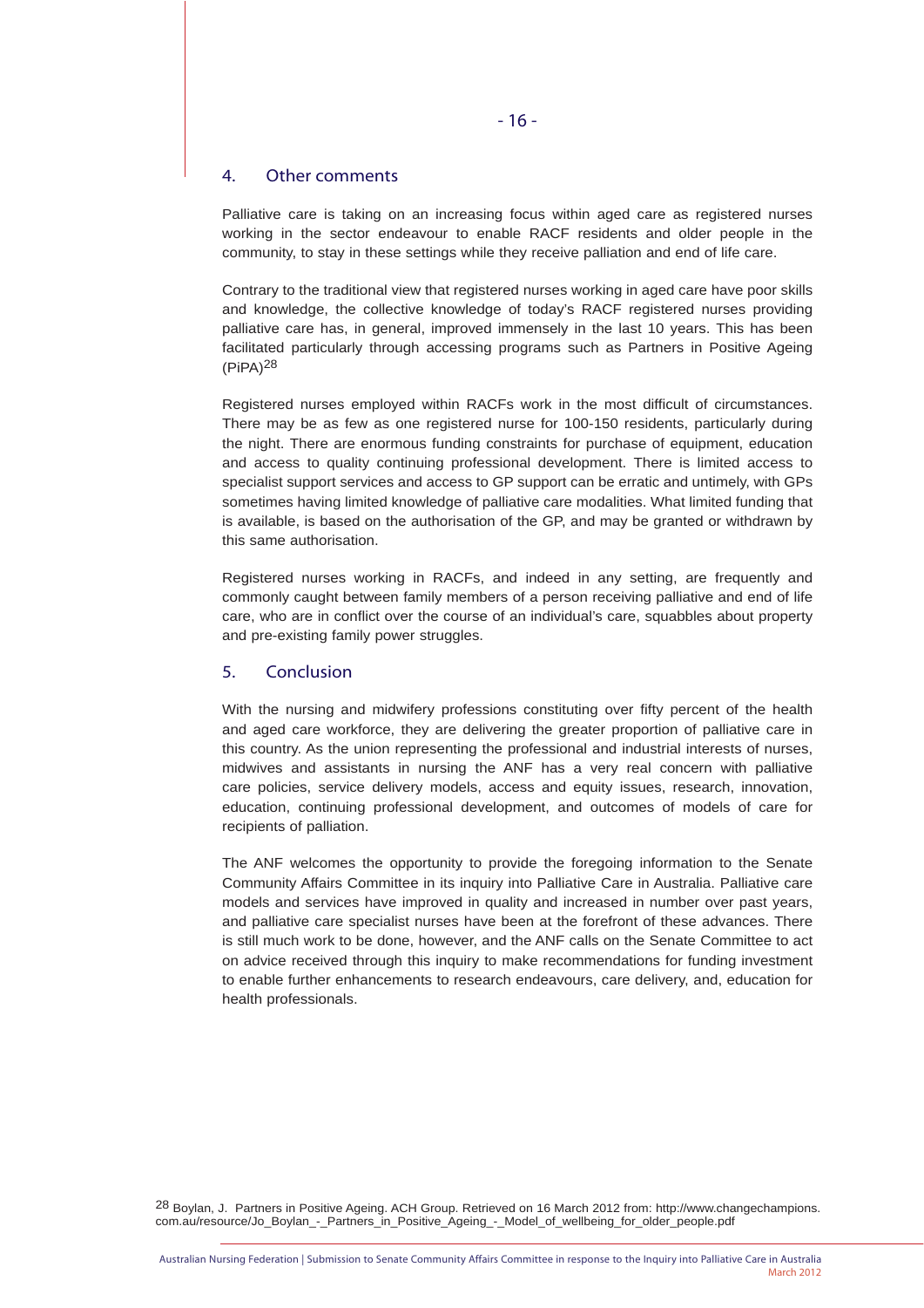## 4. Other comments

Palliative care is taking on an increasing focus within aged care as registered nurses working in the sector endeavour to enable RACF residents and older people in the community, to stay in these settings while they receive palliation and end of life care.

Contrary to the traditional view that registered nurses working in aged care have poor skills and knowledge, the collective knowledge of today's RACF registered nurses providing palliative care has, in general, improved immensely in the last 10 years. This has been facilitated particularly through accessing programs such as Partners in Positive Ageing (PiPA)[28]

Registered nurses employed within RACFs work in the most difficult of circumstances. There may be as few as one registered nurse for 100-150 residents, particularly during the night. There are enormous funding constraints for purchase of equipment, education and access to quality continuing professional development. There is limited access to specialist support services and access to GP support can be erratic and untimely, with GPs sometimes having limited knowledge of palliative care modalities. What limited funding that is available, is based on the authorisation of the GP, and may be granted or withdrawn by this same authorisation.

Registered nurses working in RACFs, and indeed in any setting, are frequently and commonly caught between family members of a person receiving palliative and end of life care, who are in conflict over the course of an individual's care, squabbles about property and pre-existing family power struggles.

## 5. Conclusion

With the nursing and midwifery professions constituting over fifty percent of the health and aged care workforce, they are delivering the greater proportion of palliative care in this country. As the union representing the professional and industrial interests of nurses, midwives and assistants in nursing the ANF has a very real concern with palliative care policies, service delivery models, access and equity issues, research, innovation, education, continuing professional development, and outcomes of models of care for recipients of palliation.

The ANF welcomes the opportunity to provide the foregoing information to the Senate Community Affairs Committee in its inquiry into Palliative Care in Australia. Palliative care models and services have improved in quality and increased in number over past years, and palliative care specialist nurses have been at the forefront of these advances. There is still much work to be done, however, and the ANF calls on the Senate Committee to act on advice received through this inquiry to make recommendations for funding investment to enable further enhancements to research endeavours, care delivery, and, education for health professionals.

[28] Boylan, J. Partners in Positive Ageing. ACH Group. Retrieved on 16 March 2012 from: http://www.changechampions.com.au/resource/Jo_Boylan_-_Partners_in_Positive_Ageing_-_Model_of_wellbeing_for_older_people.pdf